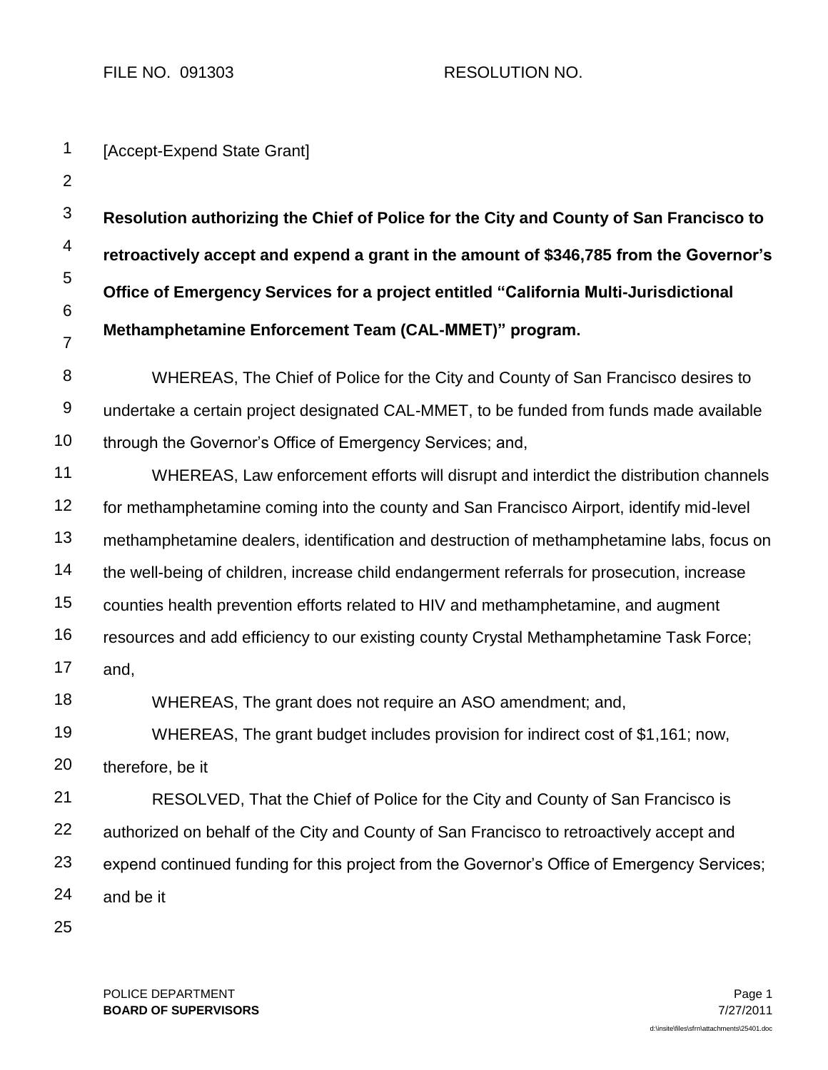FILE NO. 091303 RESOLUTION NO.

[Accept-Expend State Grant]

**Resolution authorizing the Chief of Police for the City and County of San Francisco to retroactively accept and expend a grant in the amount of $346,785 from the Governor's Office of Emergency Services for a project entitled "California Multi-Jurisdictional Methamphetamine Enforcement Team (CAL-MMET)" program.**

WHEREAS, The Chief of Police for the City and County of San Francisco desires to undertake a certain project designated CAL-MMET, to be funded from funds made available through the Governor's Office of Emergency Services; and,

WHEREAS, Law enforcement efforts will disrupt and interdict the distribution channels for methamphetamine coming into the county and San Francisco Airport, identify mid-level methamphetamine dealers, identification and destruction of methamphetamine labs, focus on the well-being of children, increase child endangerment referrals for prosecution, increase counties health prevention efforts related to HIV and methamphetamine, and augment resources and add efficiency to our existing county Crystal Methamphetamine Task Force; and,

WHEREAS, The grant does not require an ASO amendment; and,

WHEREAS, The grant budget includes provision for indirect cost of $1,161; now, therefore, be it

RESOLVED, That the Chief of Police for the City and County of San Francisco is authorized on behalf of the City and County of San Francisco to retroactively accept and expend continued funding for this project from the Governor's Office of Emergency Services; and be it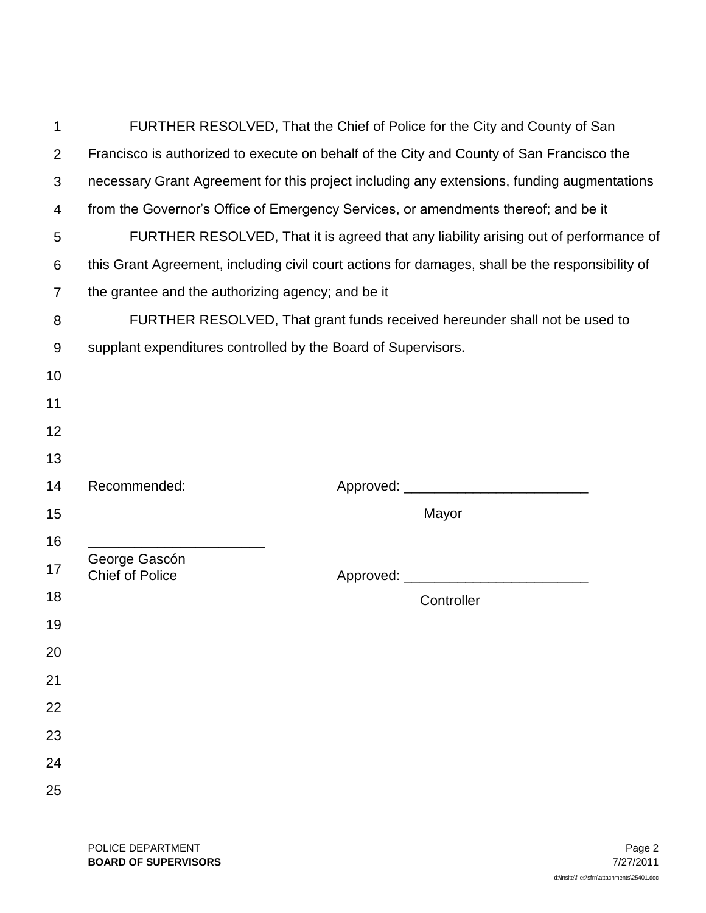FURTHER RESOLVED, That the Chief of Police for the City and County of San Francisco is authorized to execute on behalf of the City and County of San Francisco the necessary Grant Agreement for this project including any extensions, funding augmentations from the Governor's Office of Emergency Services, or amendments thereof; and be it

FURTHER RESOLVED, That it is agreed that any liability arising out of performance of this Grant Agreement, including civil court actions for damages, shall be the responsibility of the grantee and the authorizing agency; and be it

FURTHER RESOLVED, That grant funds received hereunder shall not be used to supplant expenditures controlled by the Board of Supervisors.

Recommended:

______________________

George Gascón
Chief of Police

Approved: ________________________

Mayor

Approved: ________________________

Controller

POLICE DEPARTMENT
**BOARD OF SUPERVISORS**

7/27/2011

d:\insite\files\sfrn\attachments\25401.doc